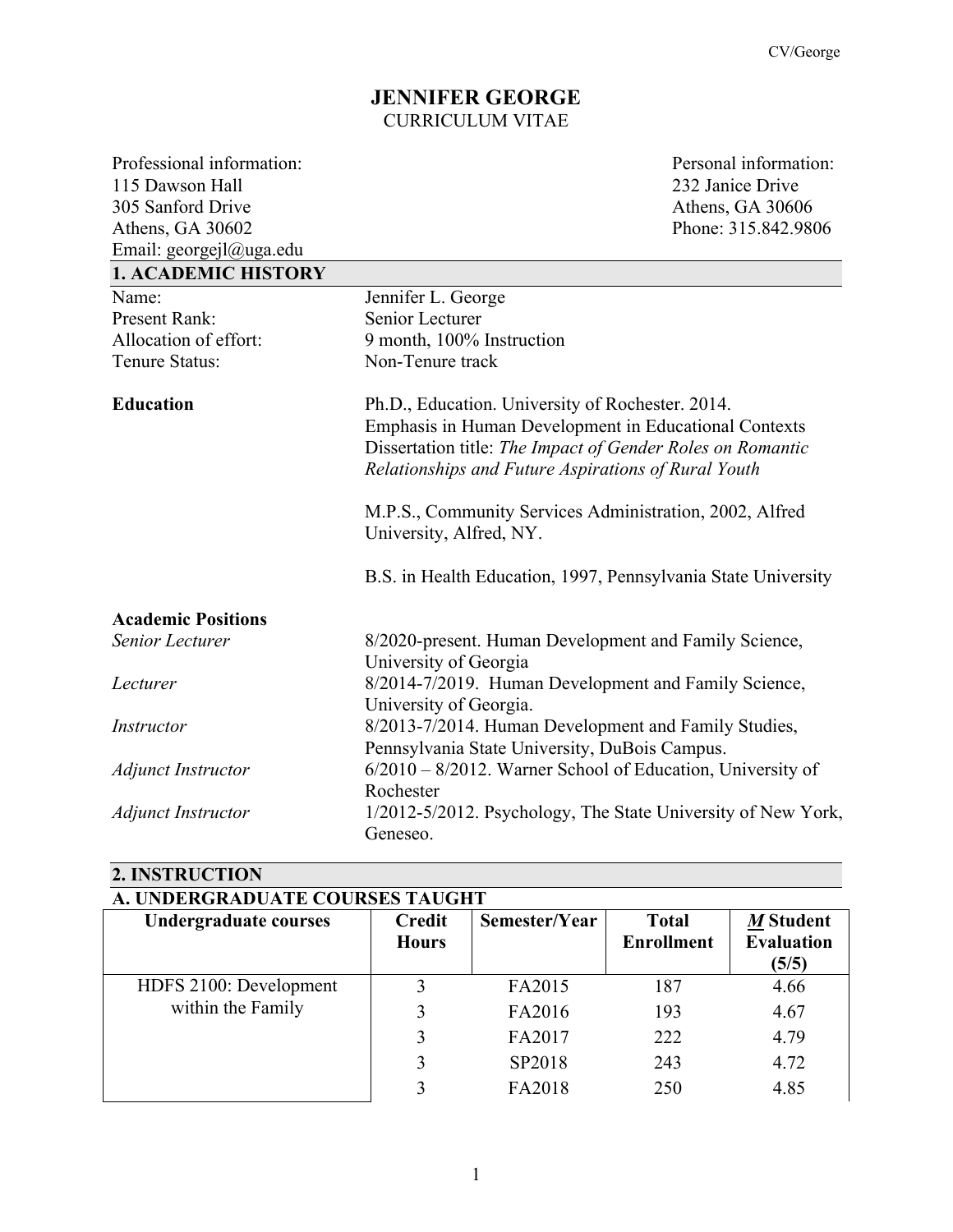# JENNIFER GEORGE
CURRICULUM VITAE

Professional information:
115 Dawson Hall
305 Sanford Drive
Athens, GA 30602
Email: georgejl@uga.edu

Personal information:
232 Janice Drive
Athens, GA 30606
Phone: 315.842.9806

## 1. ACADEMIC HISTORY

| | |
|---|---|
| Name: | Jennifer L. George |
| Present Rank: | Senior Lecturer |
| Allocation of effort: | 9 month, 100% Instruction |
| Tenure Status: | Non-Tenure track |

**Education**

Ph.D., Education. University of Rochester. 2014.
Emphasis in Human Development in Educational Contexts
Dissertation title: *The Impact of Gender Roles on Romantic Relationships and Future Aspirations of Rural Youth*

M.P.S., Community Services Administration, 2002, Alfred University, Alfred, NY.

B.S. in Health Education, 1997, Pennsylvania State University

**Academic Positions**

| | |
|---|---|
| *Senior Lecturer* | 8/2020-present. Human Development and Family Science, University of Georgia |
| *Lecturer* | 8/2014-7/2019. Human Development and Family Science, University of Georgia. |
| *Instructor* | 8/2013-7/2014. Human Development and Family Studies, Pennsylvania State University, DuBois Campus. |
| *Adjunct Instructor* | 6/2010 – 8/2012. Warner School of Education, University of Rochester |
| *Adjunct Instructor* | 1/2012-5/2012. Psychology, The State University of New York, Geneseo. |

## 2. INSTRUCTION

### A. UNDERGRADUATE COURSES TAUGHT

| Undergraduate courses | Credit Hours | Semester/Year | Total Enrollment | ***M*** Student Evaluation (5/5) |
|---|---|---|---|---|
| HDFS 2100: Development within the Family | 3 | FA2015 | 187 | 4.66 |
| | 3 | FA2016 | 193 | 4.67 |
| | 3 | FA2017 | 222 | 4.79 |
| | 3 | SP2018 | 243 | 4.72 |
| | 3 | FA2018 | 250 | 4.85 |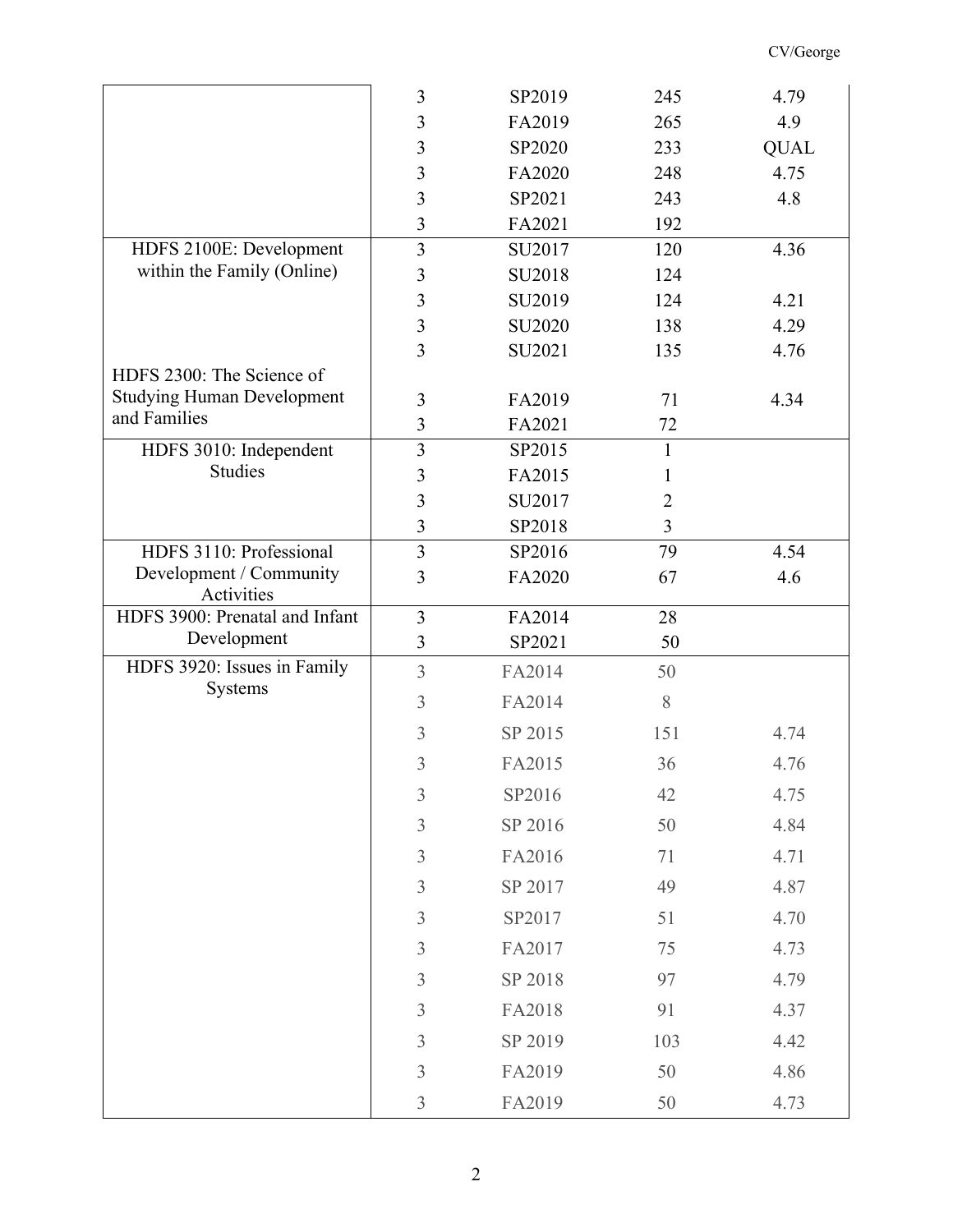| | | | | |
|---|---|---|---|---|
| | 3 | SP2019 | 245 | 4.79 |
| | 3 | FA2019 | 265 | 4.9 |
| | 3 | SP2020 | 233 | QUAL |
| | 3 | FA2020 | 248 | 4.75 |
| | 3 | SP2021 | 243 | 4.8 |
| | 3 | FA2021 | 192 | |
| HDFS 2100E: Development within the Family (Online) | 3 | SU2017 | 120 | 4.36 |
| | 3 | SU2018 | 124 | |
| | 3 | SU2019 | 124 | 4.21 |
| | 3 | SU2020 | 138 | 4.29 |
| | 3 | SU2021 | 135 | 4.76 |
| HDFS 2300: The Science of Studying Human Development and Families | 3 | FA2019 | 71 | 4.34 |
| | 3 | FA2021 | 72 | |
| HDFS 3010: Independent Studies | 3 | SP2015 | 1 | |
| | 3 | FA2015 | 1 | |
| | 3 | SU2017 | 2 | |
| | 3 | SP2018 | 3 | |
| HDFS 3110: Professional Development / Community Activities | 3 | SP2016 | 79 | 4.54 |
| | 3 | FA2020 | 67 | 4.6 |
| HDFS 3900: Prenatal and Infant Development | 3 | FA2014 | 28 | |
| | 3 | SP2021 | 50 | |
| HDFS 3920: Issues in Family Systems | 3 | FA2014 | 50 | |
| | 3 | FA2014 | 8 | |
| | 3 | SP 2015 | 151 | 4.74 |
| | 3 | FA2015 | 36 | 4.76 |
| | 3 | SP2016 | 42 | 4.75 |
| | 3 | SP 2016 | 50 | 4.84 |
| | 3 | FA2016 | 71 | 4.71 |
| | 3 | SP 2017 | 49 | 4.87 |
| | 3 | SP2017 | 51 | 4.70 |
| | 3 | FA2017 | 75 | 4.73 |
| | 3 | SP 2018 | 97 | 4.79 |
| | 3 | FA2018 | 91 | 4.37 |
| | 3 | SP 2019 | 103 | 4.42 |
| | 3 | FA2019 | 50 | 4.86 |
| | 3 | FA2019 | 50 | 4.73 |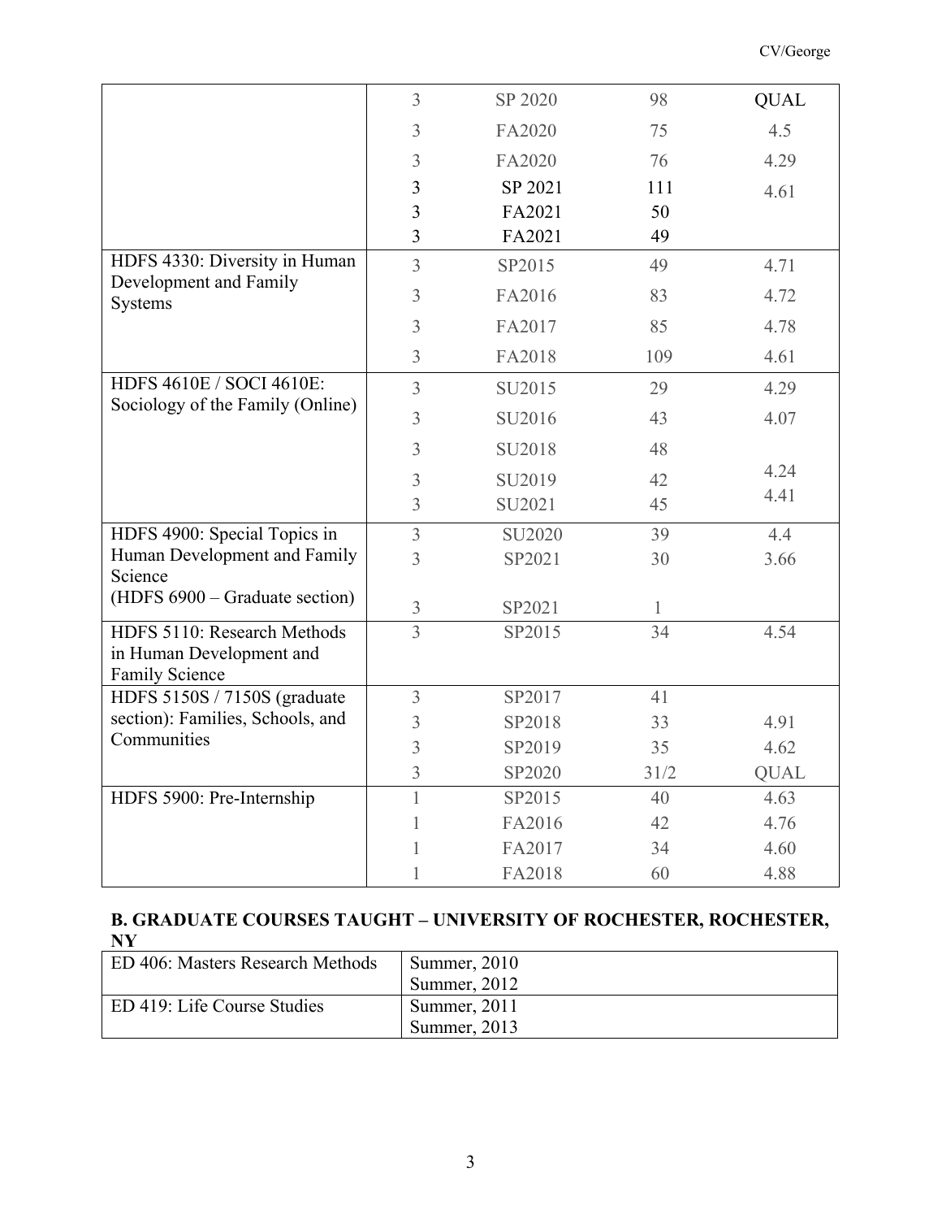| | | | | |
|---|---|---|---|---|
| | 3 | SP 2020 | 98 | QUAL |
| | 3 | FA2020 | 75 | 4.5 |
| | 3 | FA2020 | 76 | 4.29 |
| | 3 | SP 2021 | 111 | 4.61 |
| | 3 | FA2021 | 50 | |
| | 3 | FA2021 | 49 | |
| HDFS 4330: Diversity in Human Development and Family Systems | 3 | SP2015 | 49 | 4.71 |
| | 3 | FA2016 | 83 | 4.72 |
| | 3 | FA2017 | 85 | 4.78 |
| | 3 | FA2018 | 109 | 4.61 |
| HDFS 4610E / SOCI 4610E: Sociology of the Family (Online) | 3 | SU2015 | 29 | 4.29 |
| | 3 | SU2016 | 43 | 4.07 |
| | 3 | SU2018 | 48 | |
| | 3 | SU2019 | 42 | 4.24 |
| | 3 | SU2021 | 45 | 4.41 |
| HDFS 4900: Special Topics in Human Development and Family Science | 3 | SU2020 | 39 | 4.4 |
| | 3 | SP2021 | 30 | 3.66 |
| (HDFS 6900 – Graduate section) | 3 | SP2021 | 1 | |
| HDFS 5110: Research Methods in Human Development and Family Science | 3 | SP2015 | 34 | 4.54 |
| HDFS 5150S / 7150S (graduate section): Families, Schools, and Communities | 3 | SP2017 | 41 | |
| | 3 | SP2018 | 33 | 4.91 |
| | 3 | SP2019 | 35 | 4.62 |
| | 3 | SP2020 | 31/2 | QUAL |
| HDFS 5900: Pre-Internship | 1 | SP2015 | 40 | 4.63 |
| | 1 | FA2016 | 42 | 4.76 |
| | 1 | FA2017 | 34 | 4.60 |
| | 1 | FA2018 | 60 | 4.88 |

## B. GRADUATE COURSES TAUGHT – UNIVERSITY OF ROCHESTER, ROCHESTER, NY

| | |
|---|---|
| ED 406: Masters Research Methods | Summer, 2010<br>Summer, 2012 |
| ED 419: Life Course Studies | Summer, 2011<br>Summer, 2013 |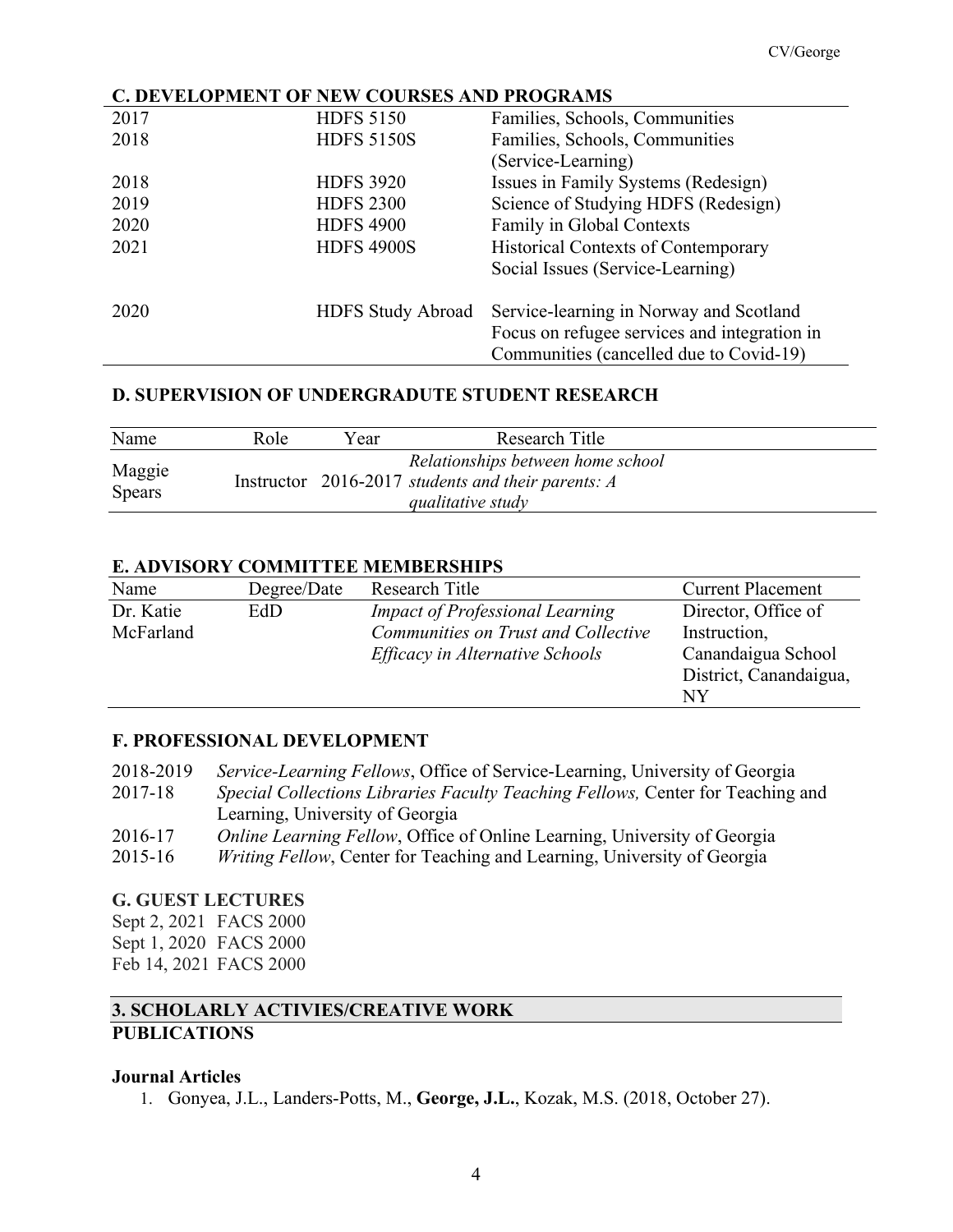### C. DEVELOPMENT OF NEW COURSES AND PROGRAMS

| | | |
|---|---|---|
| 2017 | HDFS 5150 | Families, Schools, Communities |
| 2018 | HDFS 5150S | Families, Schools, Communities (Service-Learning) |
| 2018 | HDFS 3920 | Issues in Family Systems (Redesign) |
| 2019 | HDFS 2300 | Science of Studying HDFS (Redesign) |
| 2020 | HDFS 4900 | Family in Global Contexts |
| 2021 | HDFS 4900S | Historical Contexts of Contemporary Social Issues (Service-Learning) |
| 2020 | HDFS Study Abroad | Service-learning in Norway and Scotland Focus on refugee services and integration in Communities (cancelled due to Covid-19) |

### D. SUPERVISION OF UNDERGRADUTE STUDENT RESEARCH

| Name | Role | Year | Research Title |
|---|---|---|---|
| Maggie Spears | Instructor | 2016-2017 | *Relationships between home school students and their parents: A qualitative study* |

### E. ADVISORY COMMITTEE MEMBERSHIPS

| Name | Degree/Date | Research Title | Current Placement |
|---|---|---|---|
| Dr. Katie McFarland | EdD | *Impact of Professional Learning Communities on Trust and Collective Efficacy in Alternative Schools* | Director, Office of Instruction, Canandaigua School District, Canandaigua, NY |

### F. PROFESSIONAL DEVELOPMENT

2018-2019 *Service-Learning Fellows*, Office of Service-Learning, University of Georgia
2017-18 *Special Collections Libraries Faculty Teaching Fellows,* Center for Teaching and Learning, University of Georgia
2016-17 *Online Learning Fellow*, Office of Online Learning, University of Georgia
2015-16 *Writing Fellow*, Center for Teaching and Learning, University of Georgia

### G. GUEST LECTURES

Sept 2, 2021 FACS 2000
Sept 1, 2020 FACS 2000
Feb 14, 2021 FACS 2000

## 3. SCHOLARLY ACTIVIES/CREATIVE WORK

### PUBLICATIONS

#### Journal Articles

1. Gonyea, J.L., Landers-Potts, M., **George, J.L.**, Kozak, M.S. (2018, October 27).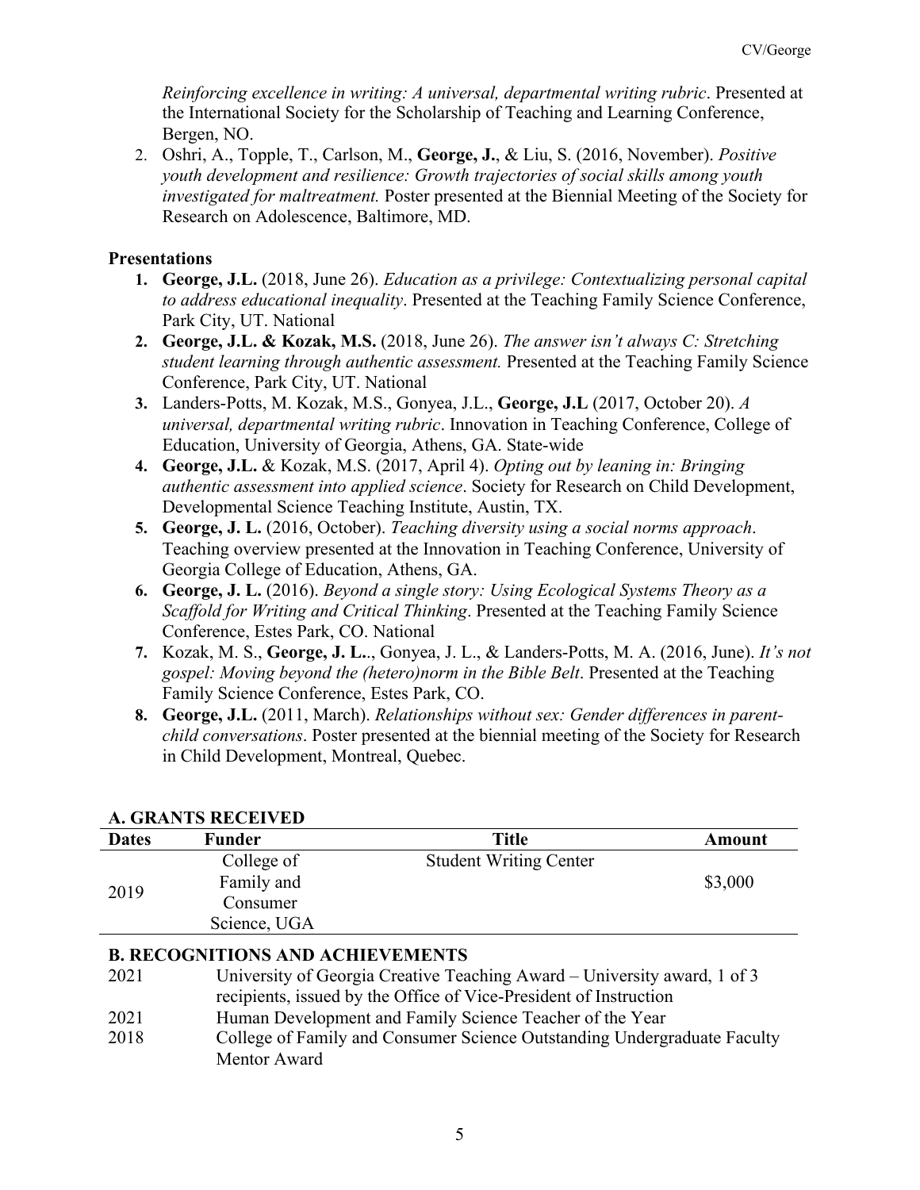*Reinforcing excellence in writing: A universal, departmental writing rubric*. Presented at the International Society for the Scholarship of Teaching and Learning Conference, Bergen, NO.

2. Oshri, A., Topple, T., Carlson, M., **George, J.**, & Liu, S. (2016, November). *Positive youth development and resilience: Growth trajectories of social skills among youth investigated for maltreatment.* Poster presented at the Biennial Meeting of the Society for Research on Adolescence, Baltimore, MD.

**Presentations**

1. **George, J.L.** (2018, June 26). *Education as a privilege: Contextualizing personal capital to address educational inequality*. Presented at the Teaching Family Science Conference, Park City, UT. National
2. **George, J.L. & Kozak, M.S.** (2018, June 26). *The answer isn't always C: Stretching student learning through authentic assessment.* Presented at the Teaching Family Science Conference, Park City, UT. National
3. Landers-Potts, M. Kozak, M.S., Gonyea, J.L., **George, J.L** (2017, October 20). *A universal, departmental writing rubric*. Innovation in Teaching Conference, College of Education, University of Georgia, Athens, GA. State-wide
4. **George, J.L.** & Kozak, M.S. (2017, April 4). *Opting out by leaning in: Bringing authentic assessment into applied science*. Society for Research on Child Development, Developmental Science Teaching Institute, Austin, TX.
5. **George, J. L.** (2016, October). *Teaching diversity using a social norms approach*. Teaching overview presented at the Innovation in Teaching Conference, University of Georgia College of Education, Athens, GA.
6. **George, J. L.** (2016). *Beyond a single story: Using Ecological Systems Theory as a Scaffold for Writing and Critical Thinking*. Presented at the Teaching Family Science Conference, Estes Park, CO. National
7. Kozak, M. S., **George, J. L.**., Gonyea, J. L., & Landers-Potts, M. A. (2016, June). *It's not gospel: Moving beyond the (hetero)norm in the Bible Belt*. Presented at the Teaching Family Science Conference, Estes Park, CO.
8. **George, J.L.** (2011, March). *Relationships without sex: Gender differences in parent-child conversations*. Poster presented at the biennial meeting of the Society for Research in Child Development, Montreal, Quebec.

**A. GRANTS RECEIVED**

| Dates | Funder | Title | Amount |
|---|---|---|---|
| 2019 | College of Family and Consumer Science, UGA | Student Writing Center | $3,000 |

**B. RECOGNITIONS AND ACHIEVEMENTS**

2021 University of Georgia Creative Teaching Award – University award, 1 of 3 recipients, issued by the Office of Vice-President of Instruction

2021 Human Development and Family Science Teacher of the Year

2018 College of Family and Consumer Science Outstanding Undergraduate Faculty Mentor Award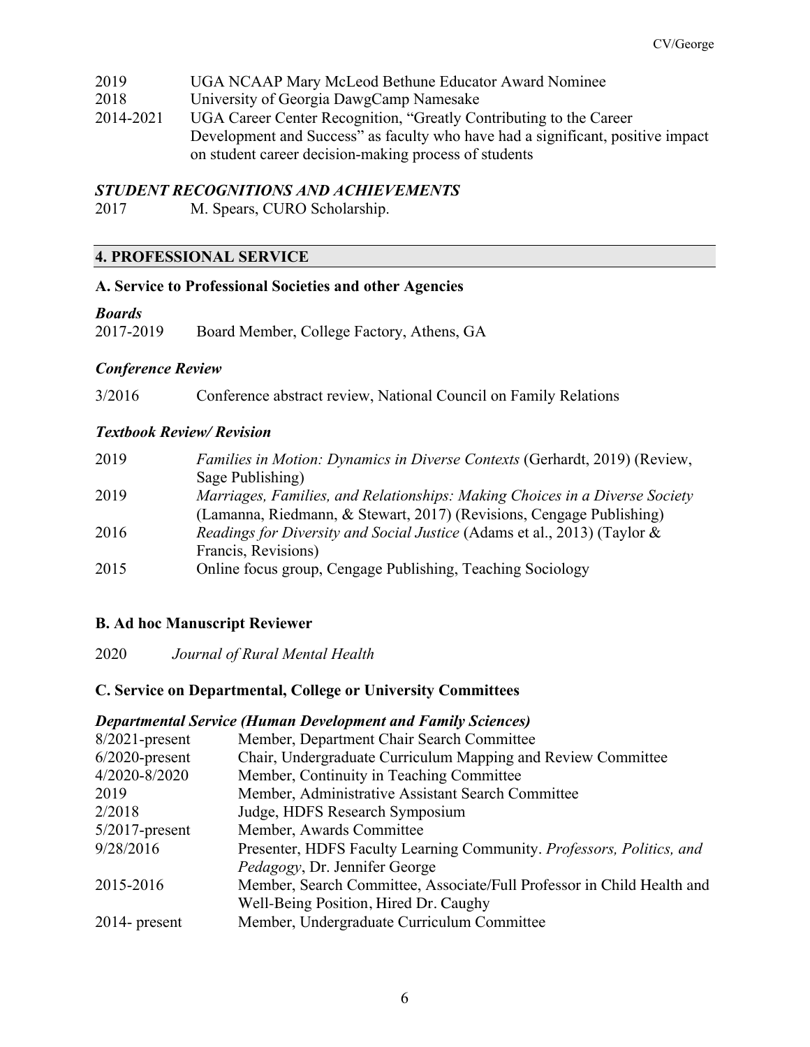| | |
|---|---|
| 2019 | UGA NCAAP Mary McLeod Bethune Educator Award Nominee |
| 2018 | University of Georgia DawgCamp Namesake |
| 2014-2021 | UGA Career Center Recognition, "Greatly Contributing to the Career Development and Success" as faculty who have had a significant, positive impact on student career decision-making process of students |

### *STUDENT RECOGNITIONS AND ACHIEVEMENTS*

2017 M. Spears, CURO Scholarship.

## 4. PROFESSIONAL SERVICE

### A. Service to Professional Societies and other Agencies

#### *Boards*

2017-2019 Board Member, College Factory, Athens, GA

#### *Conference Review*

3/2016 Conference abstract review, National Council on Family Relations

#### *Textbook Review/ Revision*

| | |
|---|---|
| 2019 | *Families in Motion: Dynamics in Diverse Contexts* (Gerhardt, 2019) (Review, Sage Publishing) |
| 2019 | *Marriages, Families, and Relationships: Making Choices in a Diverse Society* (Lamanna, Riedmann, & Stewart, 2017) (Revisions, Cengage Publishing) |
| 2016 | *Readings for Diversity and Social Justice* (Adams et al., 2013) (Taylor & Francis, Revisions) |
| 2015 | Online focus group, Cengage Publishing, Teaching Sociology |

### B. Ad hoc Manuscript Reviewer

2020 *Journal of Rural Mental Health*

### C. Service on Departmental, College or University Committees

#### *Departmental Service (Human Development and Family Sciences)*

| | |
|---|---|
| 8/2021-present | Member, Department Chair Search Committee |
| 6/2020-present | Chair, Undergraduate Curriculum Mapping and Review Committee |
| 4/2020-8/2020 | Member, Continuity in Teaching Committee |
| 2019 | Member, Administrative Assistant Search Committee |
| 2/2018 | Judge, HDFS Research Symposium |
| 5/2017-present | Member, Awards Committee |
| 9/28/2016 | Presenter, HDFS Faculty Learning Community. *Professors, Politics, and Pedagogy*, Dr. Jennifer George |
| 2015-2016 | Member, Search Committee, Associate/Full Professor in Child Health and Well-Being Position, Hired Dr. Caughy |
| 2014- present | Member, Undergraduate Curriculum Committee |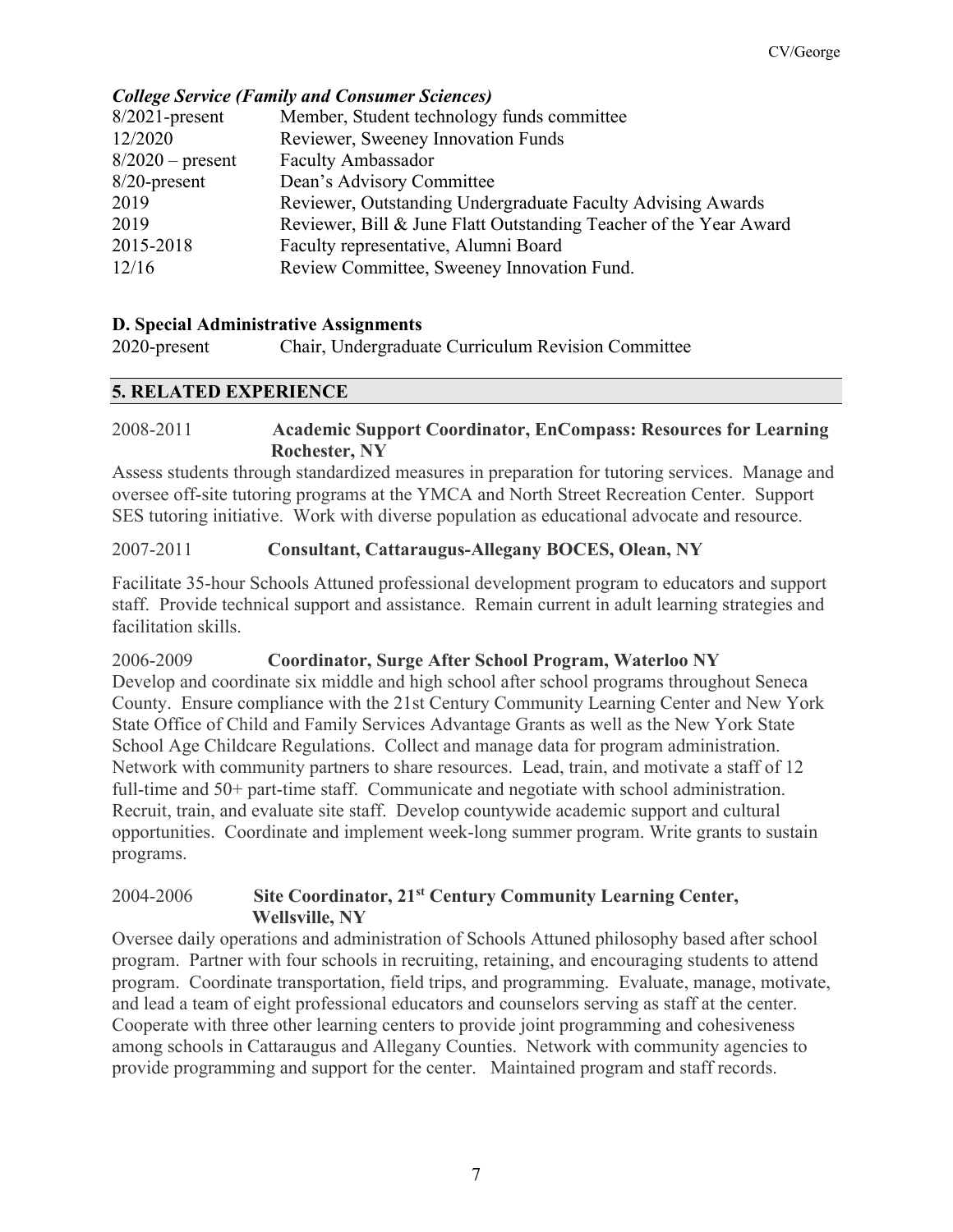### *College Service (Family and Consumer Sciences)*

| | |
|---|---|
| 8/2021-present | Member, Student technology funds committee |
| 12/2020 | Reviewer, Sweeney Innovation Funds |
| 8/2020 – present | Faculty Ambassador |
| 8/20-present | Dean's Advisory Committee |
| 2019 | Reviewer, Outstanding Undergraduate Faculty Advising Awards |
| 2019 | Reviewer, Bill & June Flatt Outstanding Teacher of the Year Award |
| 2015-2018 | Faculty representative, Alumni Board |
| 12/16 | Review Committee, Sweeney Innovation Fund. |

### D. Special Administrative Assignments

| | |
|---|---|
| 2020-present | Chair, Undergraduate Curriculum Revision Committee |

## 5. RELATED EXPERIENCE

2008-2011 **Academic Support Coordinator, EnCompass: Resources for Learning Rochester, NY**

Assess students through standardized measures in preparation for tutoring services. Manage and oversee off-site tutoring programs at the YMCA and North Street Recreation Center. Support SES tutoring initiative. Work with diverse population as educational advocate and resource.

2007-2011 **Consultant, Cattaraugus-Allegany BOCES, Olean, NY**

Facilitate 35-hour Schools Attuned professional development program to educators and support staff. Provide technical support and assistance. Remain current in adult learning strategies and facilitation skills.

2006-2009 **Coordinator, Surge After School Program, Waterloo NY**

Develop and coordinate six middle and high school after school programs throughout Seneca County. Ensure compliance with the 21st Century Community Learning Center and New York State Office of Child and Family Services Advantage Grants as well as the New York State School Age Childcare Regulations. Collect and manage data for program administration. Network with community partners to share resources. Lead, train, and motivate a staff of 12 full-time and 50+ part-time staff. Communicate and negotiate with school administration. Recruit, train, and evaluate site staff. Develop countywide academic support and cultural opportunities. Coordinate and implement week-long summer program. Write grants to sustain programs.

2004-2006 **Site Coordinator, 21st Century Community Learning Center, Wellsville, NY**

Oversee daily operations and administration of Schools Attuned philosophy based after school program. Partner with four schools in recruiting, retaining, and encouraging students to attend program. Coordinate transportation, field trips, and programming. Evaluate, manage, motivate, and lead a team of eight professional educators and counselors serving as staff at the center. Cooperate with three other learning centers to provide joint programming and cohesiveness among schools in Cattaraugus and Allegany Counties. Network with community agencies to provide programming and support for the center. Maintained program and staff records.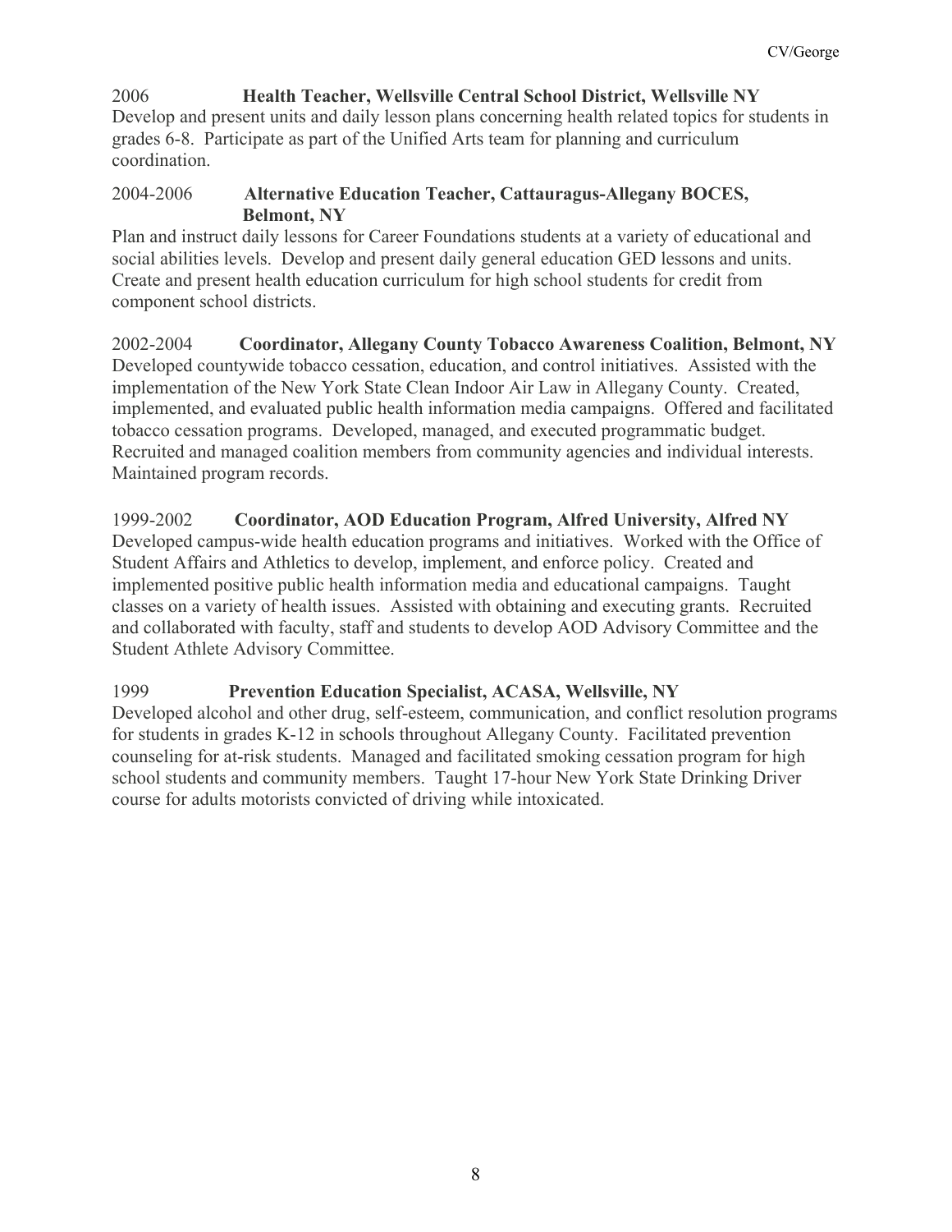2006 **Health Teacher, Wellsville Central School District, Wellsville NY**
Develop and present units and daily lesson plans concerning health related topics for students in grades 6-8. Participate as part of the Unified Arts team for planning and curriculum coordination.

2004-2006 **Alternative Education Teacher, Cattauragus-Allegany BOCES, Belmont, NY**
Plan and instruct daily lessons for Career Foundations students at a variety of educational and social abilities levels. Develop and present daily general education GED lessons and units. Create and present health education curriculum for high school students for credit from component school districts.

2002-2004 **Coordinator, Allegany County Tobacco Awareness Coalition, Belmont, NY**
Developed countywide tobacco cessation, education, and control initiatives. Assisted with the implementation of the New York State Clean Indoor Air Law in Allegany County. Created, implemented, and evaluated public health information media campaigns. Offered and facilitated tobacco cessation programs. Developed, managed, and executed programmatic budget. Recruited and managed coalition members from community agencies and individual interests. Maintained program records.

1999-2002 **Coordinator, AOD Education Program, Alfred University, Alfred NY**
Developed campus-wide health education programs and initiatives. Worked with the Office of Student Affairs and Athletics to develop, implement, and enforce policy. Created and implemented positive public health information media and educational campaigns. Taught classes on a variety of health issues. Assisted with obtaining and executing grants. Recruited and collaborated with faculty, staff and students to develop AOD Advisory Committee and the Student Athlete Advisory Committee.

1999 **Prevention Education Specialist, ACASA, Wellsville, NY**
Developed alcohol and other drug, self-esteem, communication, and conflict resolution programs for students in grades K-12 in schools throughout Allegany County. Facilitated prevention counseling for at-risk students. Managed and facilitated smoking cessation program for high school students and community members. Taught 17-hour New York State Drinking Driver course for adults motorists convicted of driving while intoxicated.